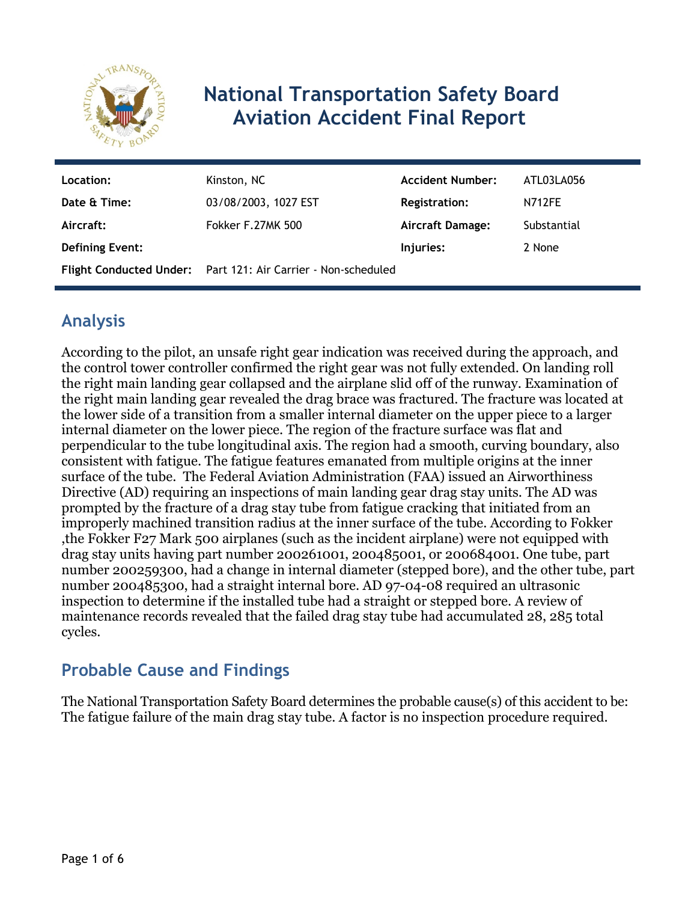# National Transportation Safety Board Aviation Accident Final Report

| | | | |
|---|---|---|---|
| **Location:** | Kinston, NC | **Accident Number:** | ATL03LA056 |
| **Date & Time:** | 03/08/2003, 1027 EST | **Registration:** | N712FE |
| **Aircraft:** | Fokker F.27MK 500 | **Aircraft Damage:** | Substantial |
| **Defining Event:** | | **Injuries:** | 2 None |
| **Flight Conducted Under:** | Part 121: Air Carrier - Non-scheduled | | |

## Analysis

According to the pilot, an unsafe right gear indication was received during the approach, and the control tower controller confirmed the right gear was not fully extended. On landing roll the right main landing gear collapsed and the airplane slid off of the runway. Examination of the right main landing gear revealed the drag brace was fractured. The fracture was located at the lower side of a transition from a smaller internal diameter on the upper piece to a larger internal diameter on the lower piece. The region of the fracture surface was flat and perpendicular to the tube longitudinal axis. The region had a smooth, curving boundary, also consistent with fatigue. The fatigue features emanated from multiple origins at the inner surface of the tube. The Federal Aviation Administration (FAA) issued an Airworthiness Directive (AD) requiring an inspections of main landing gear drag stay units. The AD was prompted by the fracture of a drag stay tube from fatigue cracking that initiated from an improperly machined transition radius at the inner surface of the tube. According to Fokker ,the Fokker F27 Mark 500 airplanes (such as the incident airplane) were not equipped with drag stay units having part number 200261001, 200485001, or 200684001. One tube, part number 200259300, had a change in internal diameter (stepped bore), and the other tube, part number 200485300, had a straight internal bore. AD 97-04-08 required an ultrasonic inspection to determine if the installed tube had a straight or stepped bore. A review of maintenance records revealed that the failed drag stay tube had accumulated 28, 285 total cycles.

## Probable Cause and Findings

The National Transportation Safety Board determines the probable cause(s) of this accident to be:
The fatigue failure of the main drag stay tube. A factor is no inspection procedure required.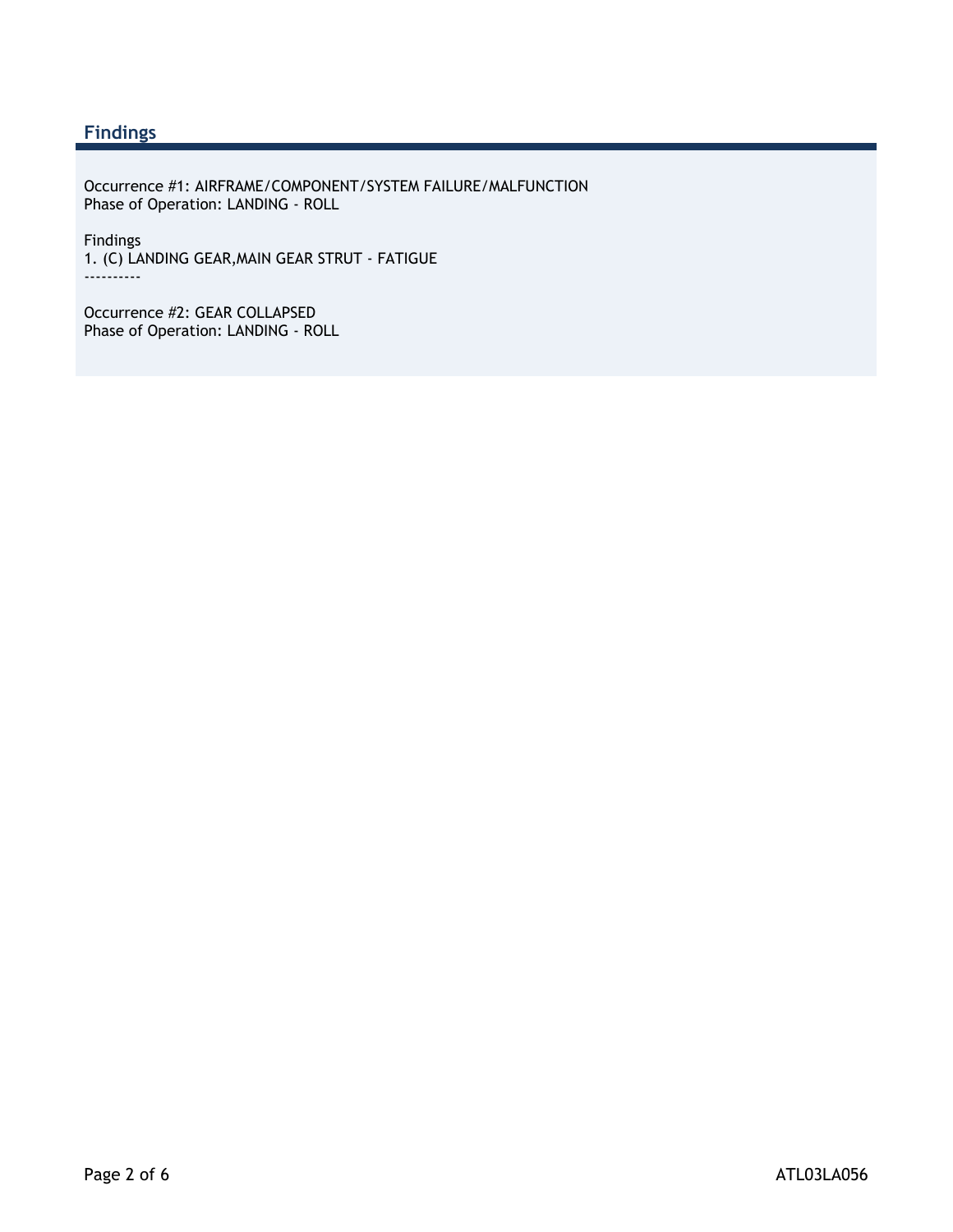## Findings

Occurrence #1: AIRFRAME/COMPONENT/SYSTEM FAILURE/MALFUNCTION
Phase of Operation: LANDING - ROLL

Findings
1. (C) LANDING GEAR,MAIN GEAR STRUT - FATIGUE
----------

Occurrence #2: GEAR COLLAPSED
Phase of Operation: LANDING - ROLL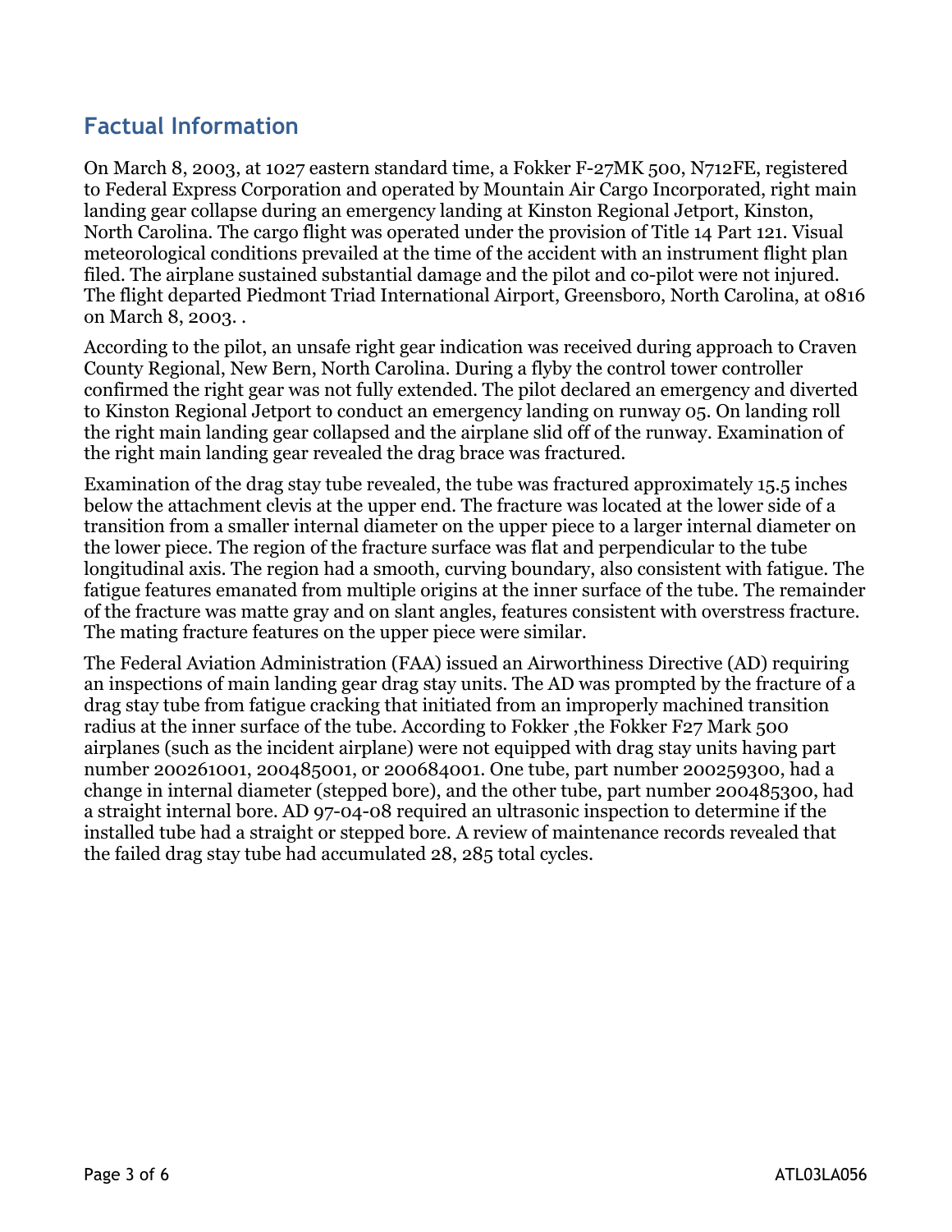## Factual Information

On March 8, 2003, at 1027 eastern standard time, a Fokker F-27MK 500, N712FE, registered to Federal Express Corporation and operated by Mountain Air Cargo Incorporated, right main landing gear collapse during an emergency landing at Kinston Regional Jetport, Kinston, North Carolina. The cargo flight was operated under the provision of Title 14 Part 121. Visual meteorological conditions prevailed at the time of the accident with an instrument flight plan filed. The airplane sustained substantial damage and the pilot and co-pilot were not injured. The flight departed Piedmont Triad International Airport, Greensboro, North Carolina, at 0816 on March 8, 2003. .

According to the pilot, an unsafe right gear indication was received during approach to Craven County Regional, New Bern, North Carolina. During a flyby the control tower controller confirmed the right gear was not fully extended. The pilot declared an emergency and diverted to Kinston Regional Jetport to conduct an emergency landing on runway 05. On landing roll the right main landing gear collapsed and the airplane slid off of the runway. Examination of the right main landing gear revealed the drag brace was fractured.

Examination of the drag stay tube revealed, the tube was fractured approximately 15.5 inches below the attachment clevis at the upper end. The fracture was located at the lower side of a transition from a smaller internal diameter on the upper piece to a larger internal diameter on the lower piece. The region of the fracture surface was flat and perpendicular to the tube longitudinal axis. The region had a smooth, curving boundary, also consistent with fatigue. The fatigue features emanated from multiple origins at the inner surface of the tube. The remainder of the fracture was matte gray and on slant angles, features consistent with overstress fracture. The mating fracture features on the upper piece were similar.

The Federal Aviation Administration (FAA) issued an Airworthiness Directive (AD) requiring an inspections of main landing gear drag stay units. The AD was prompted by the fracture of a drag stay tube from fatigue cracking that initiated from an improperly machined transition radius at the inner surface of the tube. According to Fokker ,the Fokker F27 Mark 500 airplanes (such as the incident airplane) were not equipped with drag stay units having part number 200261001, 200485001, or 200684001. One tube, part number 200259300, had a change in internal diameter (stepped bore), and the other tube, part number 200485300, had a straight internal bore. AD 97-04-08 required an ultrasonic inspection to determine if the installed tube had a straight or stepped bore. A review of maintenance records revealed that the failed drag stay tube had accumulated 28, 285 total cycles.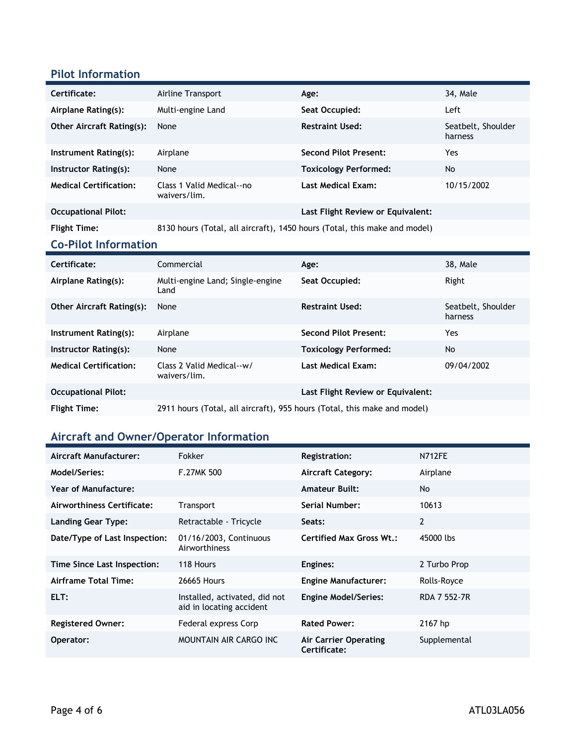## Pilot Information

| | | | |
|---|---|---|---|
| **Certificate:** | Airline Transport | **Age:** | 34, Male |
| **Airplane Rating(s):** | Multi-engine Land | **Seat Occupied:** | Left |
| **Other Aircraft Rating(s):** | None | **Restraint Used:** | Seatbelt, Shoulder harness |
| **Instrument Rating(s):** | Airplane | **Second Pilot Present:** | Yes |
| **Instructor Rating(s):** | None | **Toxicology Performed:** | No |
| **Medical Certification:** | Class 1 Valid Medical--no waivers/lim. | **Last Medical Exam:** | 10/15/2002 |
| **Occupational Pilot:** | | **Last Flight Review or Equivalent:** | |
| **Flight Time:** | 8130 hours (Total, all aircraft), 1450 hours (Total, this make and model) | | |

## Co-Pilot Information

| | | | |
|---|---|---|---|
| **Certificate:** | Commercial | **Age:** | 38, Male |
| **Airplane Rating(s):** | Multi-engine Land; Single-engine Land | **Seat Occupied:** | Right |
| **Other Aircraft Rating(s):** | None | **Restraint Used:** | Seatbelt, Shoulder harness |
| **Instrument Rating(s):** | Airplane | **Second Pilot Present:** | Yes |
| **Instructor Rating(s):** | None | **Toxicology Performed:** | No |
| **Medical Certification:** | Class 2 Valid Medical--w/ waivers/lim. | **Last Medical Exam:** | 09/04/2002 |
| **Occupational Pilot:** | | **Last Flight Review or Equivalent:** | |
| **Flight Time:** | 2911 hours (Total, all aircraft), 955 hours (Total, this make and model) | | |

## Aircraft and Owner/Operator Information

| | | | |
|---|---|---|---|
| **Aircraft Manufacturer:** | Fokker | **Registration:** | N712FE |
| **Model/Series:** | F.27MK 500 | **Aircraft Category:** | Airplane |
| **Year of Manufacture:** | | **Amateur Built:** | No |
| **Airworthiness Certificate:** | Transport | **Serial Number:** | 10613 |
| **Landing Gear Type:** | Retractable - Tricycle | **Seats:** | 2 |
| **Date/Type of Last Inspection:** | 01/16/2003, Continuous Airworthiness | **Certified Max Gross Wt.:** | 45000 lbs |
| **Time Since Last Inspection:** | 118 Hours | **Engines:** | 2 Turbo Prop |
| **Airframe Total Time:** | 26665 Hours | **Engine Manufacturer:** | Rolls-Royce |
| **ELT:** | Installed, activated, did not aid in locating accident | **Engine Model/Series:** | RDA 7 552-7R |
| **Registered Owner:** | Federal express Corp | **Rated Power:** | 2167 hp |
| **Operator:** | MOUNTAIN AIR CARGO INC | **Air Carrier Operating Certificate:** | Supplemental |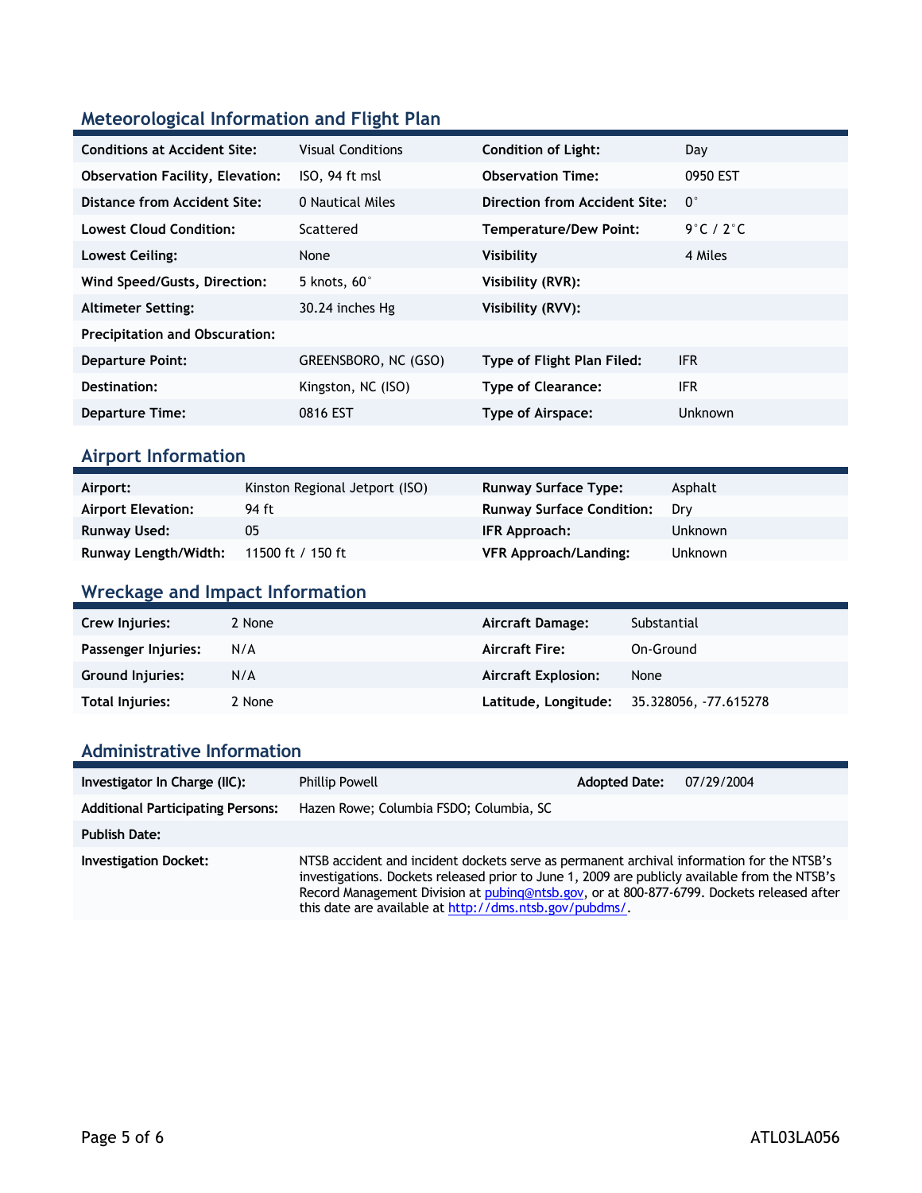## Meteorological Information and Flight Plan

| | | | |
|---|---|---|---|
| **Conditions at Accident Site:** | Visual Conditions | **Condition of Light:** | Day |
| **Observation Facility, Elevation:** | ISO, 94 ft msl | **Observation Time:** | 0950 EST |
| **Distance from Accident Site:** | 0 Nautical Miles | **Direction from Accident Site:** | 0° |
| **Lowest Cloud Condition:** | Scattered | **Temperature/Dew Point:** | 9°C / 2°C |
| **Lowest Ceiling:** | None | **Visibility** | 4 Miles |
| **Wind Speed/Gusts, Direction:** | 5 knots, 60° | **Visibility (RVR):** | |
| **Altimeter Setting:** | 30.24 inches Hg | **Visibility (RVV):** | |
| **Precipitation and Obscuration:** | | | |
| **Departure Point:** | GREENSBORO, NC (GSO) | **Type of Flight Plan Filed:** | IFR |
| **Destination:** | Kingston, NC (ISO) | **Type of Clearance:** | IFR |
| **Departure Time:** | 0816 EST | **Type of Airspace:** | Unknown |

## Airport Information

| | | | |
|---|---|---|---|
| **Airport:** | Kinston Regional Jetport (ISO) | **Runway Surface Type:** | Asphalt |
| **Airport Elevation:** | 94 ft | **Runway Surface Condition:** | Dry |
| **Runway Used:** | 05 | **IFR Approach:** | Unknown |
| **Runway Length/Width:** | 11500 ft / 150 ft | **VFR Approach/Landing:** | Unknown |

## Wreckage and Impact Information

| | | | |
|---|---|---|---|
| **Crew Injuries:** | 2 None | **Aircraft Damage:** | Substantial |
| **Passenger Injuries:** | N/A | **Aircraft Fire:** | On-Ground |
| **Ground Injuries:** | N/A | **Aircraft Explosion:** | None |
| **Total Injuries:** | 2 None | **Latitude, Longitude:** | 35.328056, -77.615278 |

## Administrative Information

| | | | |
|---|---|---|---|
| **Investigator In Charge (IIC):** | Phillip Powell | **Adopted Date:** | 07/29/2004 |
| **Additional Participating Persons:** | Hazen Rowe; Columbia FSDO; Columbia, SC | | |
| **Publish Date:** | | | |
| **Investigation Docket:** | NTSB accident and incident dockets serve as permanent archival information for the NTSB's investigations. Dockets released prior to June 1, 2009 are publicly available from the NTSB's Record Management Division at pubinq@ntsb.gov, or at 800-877-6799. Dockets released after this date are available at http://dms.ntsb.gov/pubdms/. | | |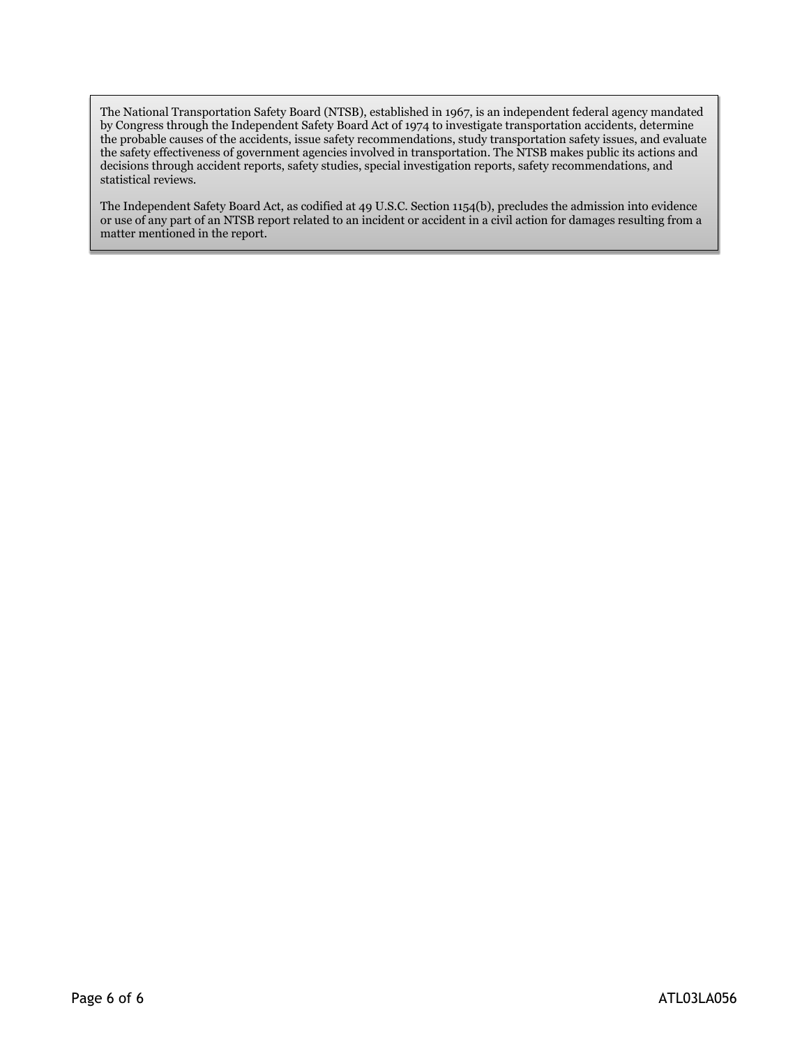The National Transportation Safety Board (NTSB), established in 1967, is an independent federal agency mandated by Congress through the Independent Safety Board Act of 1974 to investigate transportation accidents, determine the probable causes of the accidents, issue safety recommendations, study transportation safety issues, and evaluate the safety effectiveness of government agencies involved in transportation. The NTSB makes public its actions and decisions through accident reports, safety studies, special investigation reports, safety recommendations, and statistical reviews.

The Independent Safety Board Act, as codified at 49 U.S.C. Section 1154(b), precludes the admission into evidence or use of any part of an NTSB report related to an incident or accident in a civil action for damages resulting from a matter mentioned in the report.